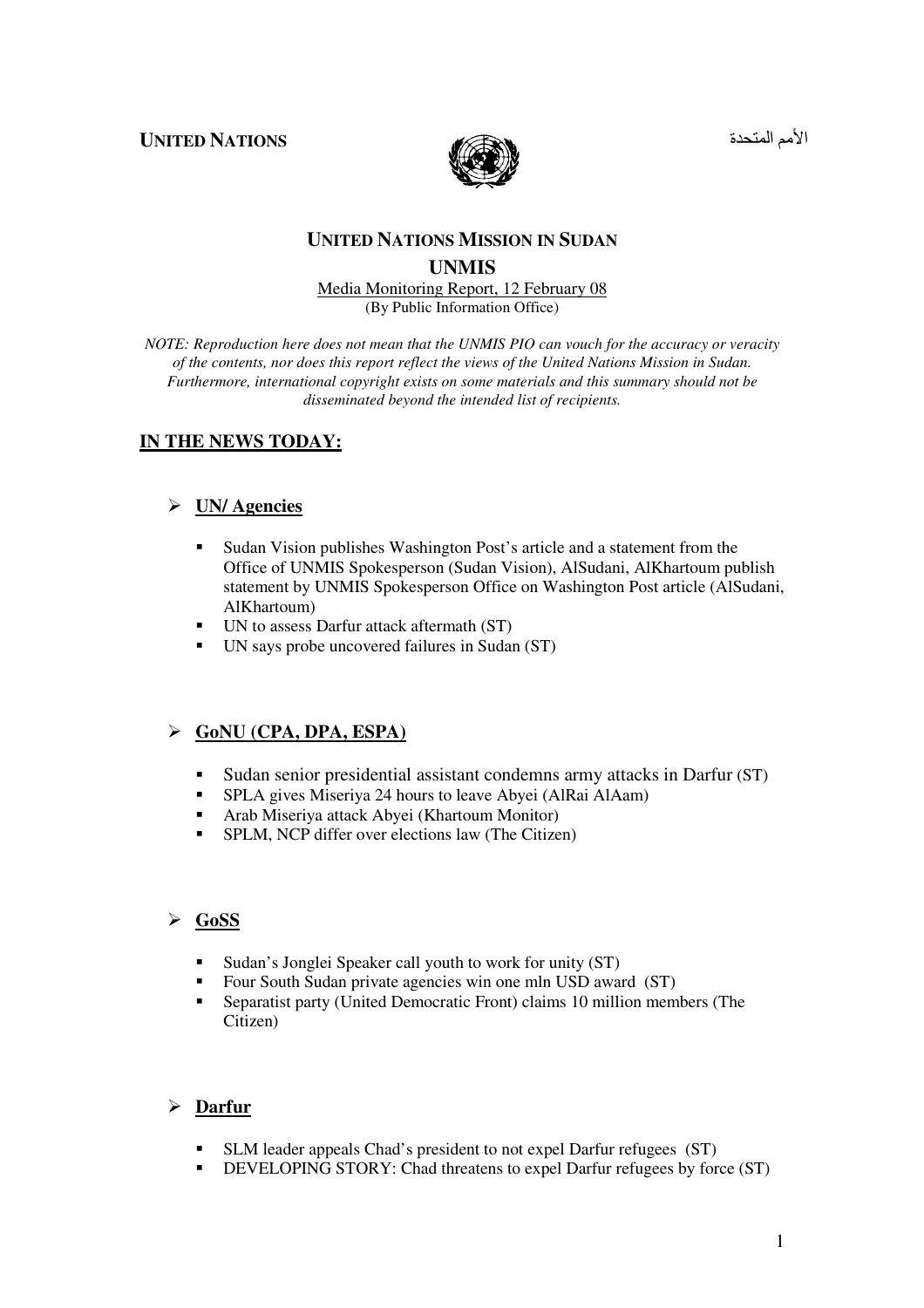**UNITED NATIONS** الأمم المتحدة

## UNITED NATIONS MISSION IN SUDAN

## UNMIS

Media Monitoring Report, 12 February 08
(By Public Information Office)

*NOTE: Reproduction here does not mean that the UNMIS PIO can vouch for the accuracy or veracity of the contents, nor does this report reflect the views of the United Nations Mission in Sudan. Furthermore, international copyright exists on some materials and this summary should not be disseminated beyond the intended list of recipients.*

## IN THE NEWS TODAY:

### UN/ Agencies

- Sudan Vision publishes Washington Post's article and a statement from the Office of UNMIS Spokesperson (Sudan Vision), AlSudani, AlKhartoum publish statement by UNMIS Spokesperson Office on Washington Post article (AlSudani, AlKhartoum)
- UN to assess Darfur attack aftermath (ST)
- UN says probe uncovered failures in Sudan (ST)

### GoNU (CPA, DPA, ESPA)

- Sudan senior presidential assistant condemns army attacks in Darfur (ST)
- SPLA gives Miseriya 24 hours to leave Abyei (AlRai AlAam)
- Arab Miseriya attack Abyei (Khartoum Monitor)
- SPLM, NCP differ over elections law (The Citizen)

### GoSS

- Sudan's Jonglei Speaker call youth to work for unity (ST)
- Four South Sudan private agencies win one mln USD award (ST)
- Separatist party (United Democratic Front) claims 10 million members (The Citizen)

### Darfur

- SLM leader appeals Chad's president to not expel Darfur refugees (ST)
- DEVELOPING STORY: Chad threatens to expel Darfur refugees by force (ST)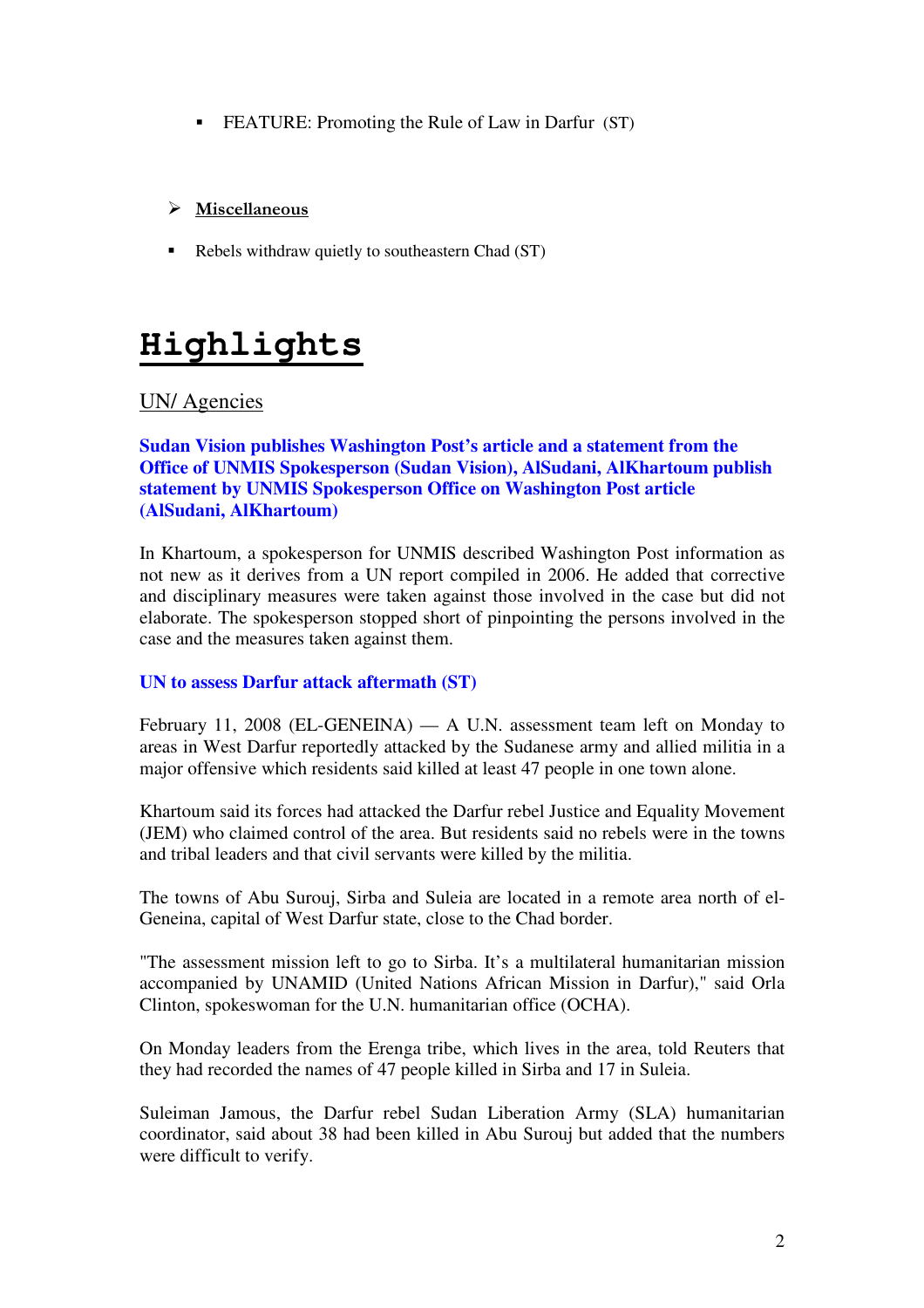- FEATURE: Promoting the Rule of Law in Darfur (ST)

> **Miscellaneous**

- Rebels withdraw quietly to southeastern Chad (ST)

# Highlights

## UN/ Agencies

### Sudan Vision publishes Washington Post's article and a statement from the Office of UNMIS Spokesperson (Sudan Vision), AlSudani, AlKhartoum publish statement by UNMIS Spokesperson Office on Washington Post article (AlSudani, AlKhartoum)

In Khartoum, a spokesperson for UNMIS described Washington Post information as not new as it derives from a UN report compiled in 2006. He added that corrective and disciplinary measures were taken against those involved in the case but did not elaborate. The spokesperson stopped short of pinpointing the persons involved in the case and the measures taken against them.

### UN to assess Darfur attack aftermath (ST)

February 11, 2008 (EL-GENEINA) — A U.N. assessment team left on Monday to areas in West Darfur reportedly attacked by the Sudanese army and allied militia in a major offensive which residents said killed at least 47 people in one town alone.

Khartoum said its forces had attacked the Darfur rebel Justice and Equality Movement (JEM) who claimed control of the area. But residents said no rebels were in the towns and tribal leaders and that civil servants were killed by the militia.

The towns of Abu Surouj, Sirba and Suleia are located in a remote area north of el-Geneina, capital of West Darfur state, close to the Chad border.

"The assessment mission left to go to Sirba. It's a multilateral humanitarian mission accompanied by UNAMID (United Nations African Mission in Darfur)," said Orla Clinton, spokeswoman for the U.N. humanitarian office (OCHA).

On Monday leaders from the Erenga tribe, which lives in the area, told Reuters that they had recorded the names of 47 people killed in Sirba and 17 in Suleia.

Suleiman Jamous, the Darfur rebel Sudan Liberation Army (SLA) humanitarian coordinator, said about 38 had been killed in Abu Surouj but added that the numbers were difficult to verify.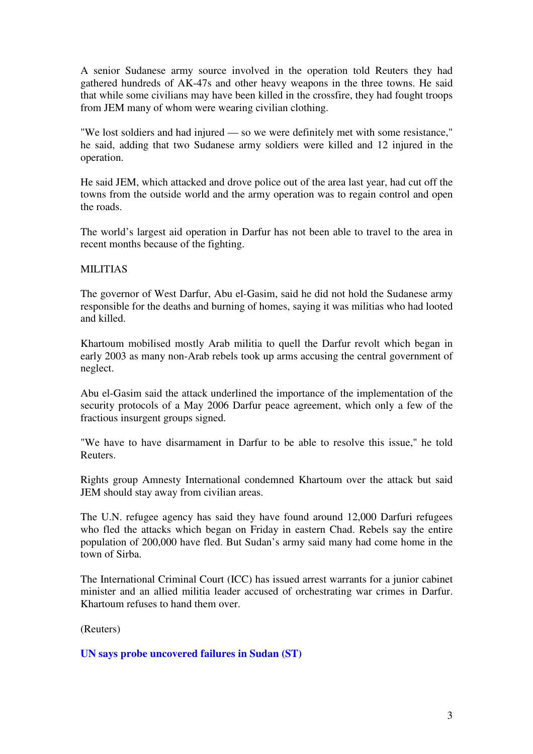A senior Sudanese army source involved in the operation told Reuters they had gathered hundreds of AK-47s and other heavy weapons in the three towns. He said that while some civilians may have been killed in the crossfire, they had fought troops from JEM many of whom were wearing civilian clothing.

"We lost soldiers and had injured — so we were definitely met with some resistance," he said, adding that two Sudanese army soldiers were killed and 12 injured in the operation.

He said JEM, which attacked and drove police out of the area last year, had cut off the towns from the outside world and the army operation was to regain control and open the roads.

The world's largest aid operation in Darfur has not been able to travel to the area in recent months because of the fighting.

MILITIAS

The governor of West Darfur, Abu el-Gasim, said he did not hold the Sudanese army responsible for the deaths and burning of homes, saying it was militias who had looted and killed.

Khartoum mobilised mostly Arab militia to quell the Darfur revolt which began in early 2003 as many non-Arab rebels took up arms accusing the central government of neglect.

Abu el-Gasim said the attack underlined the importance of the implementation of the security protocols of a May 2006 Darfur peace agreement, which only a few of the fractious insurgent groups signed.

"We have to have disarmament in Darfur to be able to resolve this issue," he told Reuters.

Rights group Amnesty International condemned Khartoum over the attack but said JEM should stay away from civilian areas.

The U.N. refugee agency has said they have found around 12,000 Darfuri refugees who fled the attacks which began on Friday in eastern Chad. Rebels say the entire population of 200,000 have fled. But Sudan's army said many had come home in the town of Sirba.

The International Criminal Court (ICC) has issued arrest warrants for a junior cabinet minister and an allied militia leader accused of orchestrating war crimes in Darfur. Khartoum refuses to hand them over.

(Reuters)

**UN says probe uncovered failures in Sudan (ST)**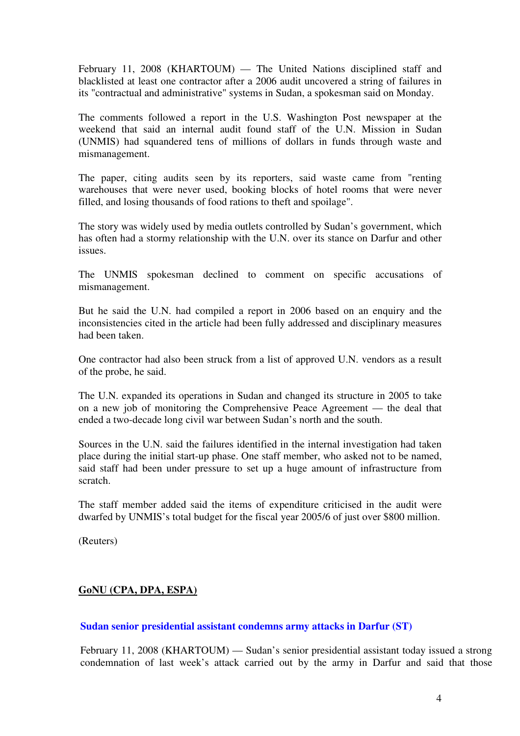February 11, 2008 (KHARTOUM) — The United Nations disciplined staff and blacklisted at least one contractor after a 2006 audit uncovered a string of failures in its "contractual and administrative" systems in Sudan, a spokesman said on Monday.

The comments followed a report in the U.S. Washington Post newspaper at the weekend that said an internal audit found staff of the U.N. Mission in Sudan (UNMIS) had squandered tens of millions of dollars in funds through waste and mismanagement.

The paper, citing audits seen by its reporters, said waste came from "renting warehouses that were never used, booking blocks of hotel rooms that were never filled, and losing thousands of food rations to theft and spoilage".

The story was widely used by media outlets controlled by Sudan's government, which has often had a stormy relationship with the U.N. over its stance on Darfur and other issues.

The UNMIS spokesman declined to comment on specific accusations of mismanagement.

But he said the U.N. had compiled a report in 2006 based on an enquiry and the inconsistencies cited in the article had been fully addressed and disciplinary measures had been taken.

One contractor had also been struck from a list of approved U.N. vendors as a result of the probe, he said.

The U.N. expanded its operations in Sudan and changed its structure in 2005 to take on a new job of monitoring the Comprehensive Peace Agreement — the deal that ended a two-decade long civil war between Sudan's north and the south.

Sources in the U.N. said the failures identified in the internal investigation had taken place during the initial start-up phase. One staff member, who asked not to be named, said staff had been under pressure to set up a huge amount of infrastructure from scratch.

The staff member added said the items of expenditure criticised in the audit were dwarfed by UNMIS's total budget for the fiscal year 2005/6 of just over $800 million.

(Reuters)

## GoNU (CPA, DPA, ESPA)

### Sudan senior presidential assistant condemns army attacks in Darfur (ST)

February 11, 2008 (KHARTOUM) — Sudan's senior presidential assistant today issued a strong condemnation of last week's attack carried out by the army in Darfur and said that those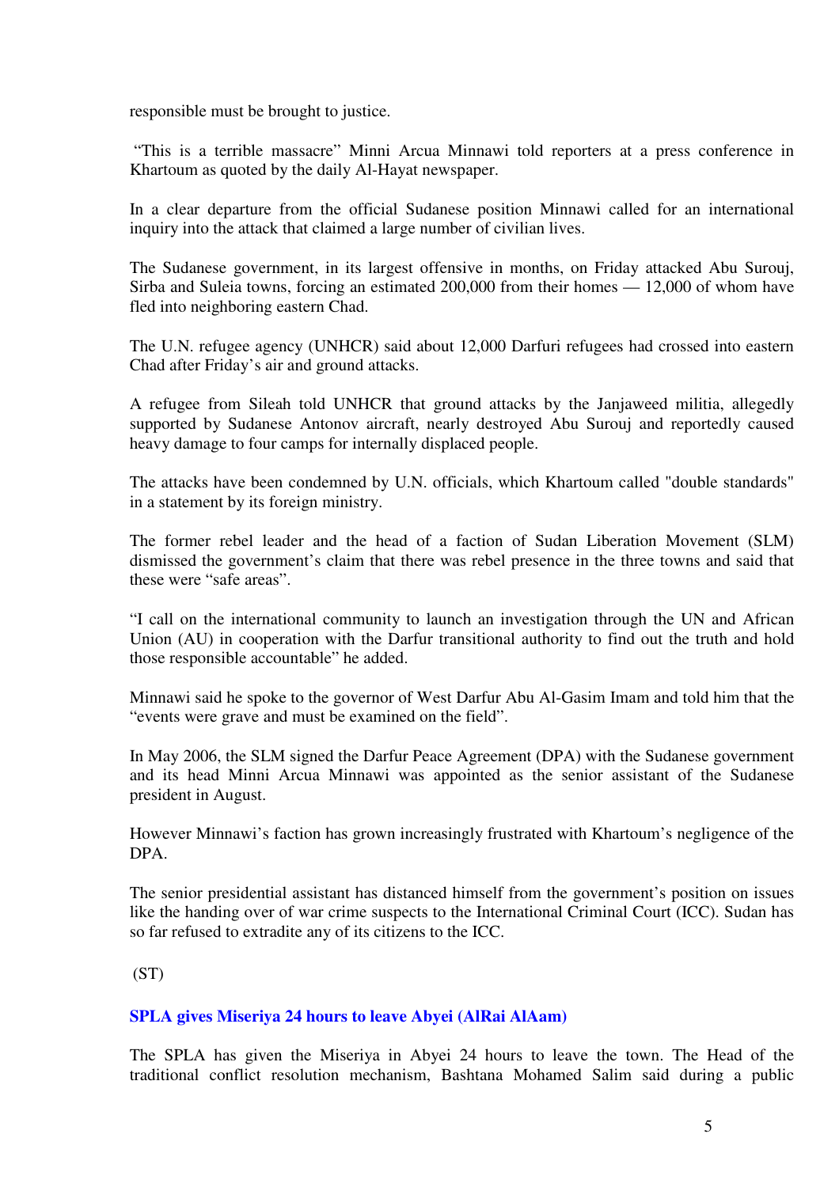responsible must be brought to justice.

"This is a terrible massacre" Minni Arcua Minnawi told reporters at a press conference in Khartoum as quoted by the daily Al-Hayat newspaper.

In a clear departure from the official Sudanese position Minnawi called for an international inquiry into the attack that claimed a large number of civilian lives.

The Sudanese government, in its largest offensive in months, on Friday attacked Abu Surouj, Sirba and Suleia towns, forcing an estimated 200,000 from their homes — 12,000 of whom have fled into neighboring eastern Chad.

The U.N. refugee agency (UNHCR) said about 12,000 Darfuri refugees had crossed into eastern Chad after Friday's air and ground attacks.

A refugee from Sileah told UNHCR that ground attacks by the Janjaweed militia, allegedly supported by Sudanese Antonov aircraft, nearly destroyed Abu Surouj and reportedly caused heavy damage to four camps for internally displaced people.

The attacks have been condemned by U.N. officials, which Khartoum called "double standards" in a statement by its foreign ministry.

The former rebel leader and the head of a faction of Sudan Liberation Movement (SLM) dismissed the government's claim that there was rebel presence in the three towns and said that these were "safe areas".

"I call on the international community to launch an investigation through the UN and African Union (AU) in cooperation with the Darfur transitional authority to find out the truth and hold those responsible accountable" he added.

Minnawi said he spoke to the governor of West Darfur Abu Al-Gasim Imam and told him that the "events were grave and must be examined on the field".

In May 2006, the SLM signed the Darfur Peace Agreement (DPA) with the Sudanese government and its head Minni Arcua Minnawi was appointed as the senior assistant of the Sudanese president in August.

However Minnawi's faction has grown increasingly frustrated with Khartoum's negligence of the DPA.

The senior presidential assistant has distanced himself from the government's position on issues like the handing over of war crime suspects to the International Criminal Court (ICC). Sudan has so far refused to extradite any of its citizens to the ICC.

(ST)

### SPLA gives Miseriya 24 hours to leave Abyei (AlRai AlAam)

The SPLA has given the Miseriya in Abyei 24 hours to leave the town. The Head of the traditional conflict resolution mechanism, Bashtana Mohamed Salim said during a public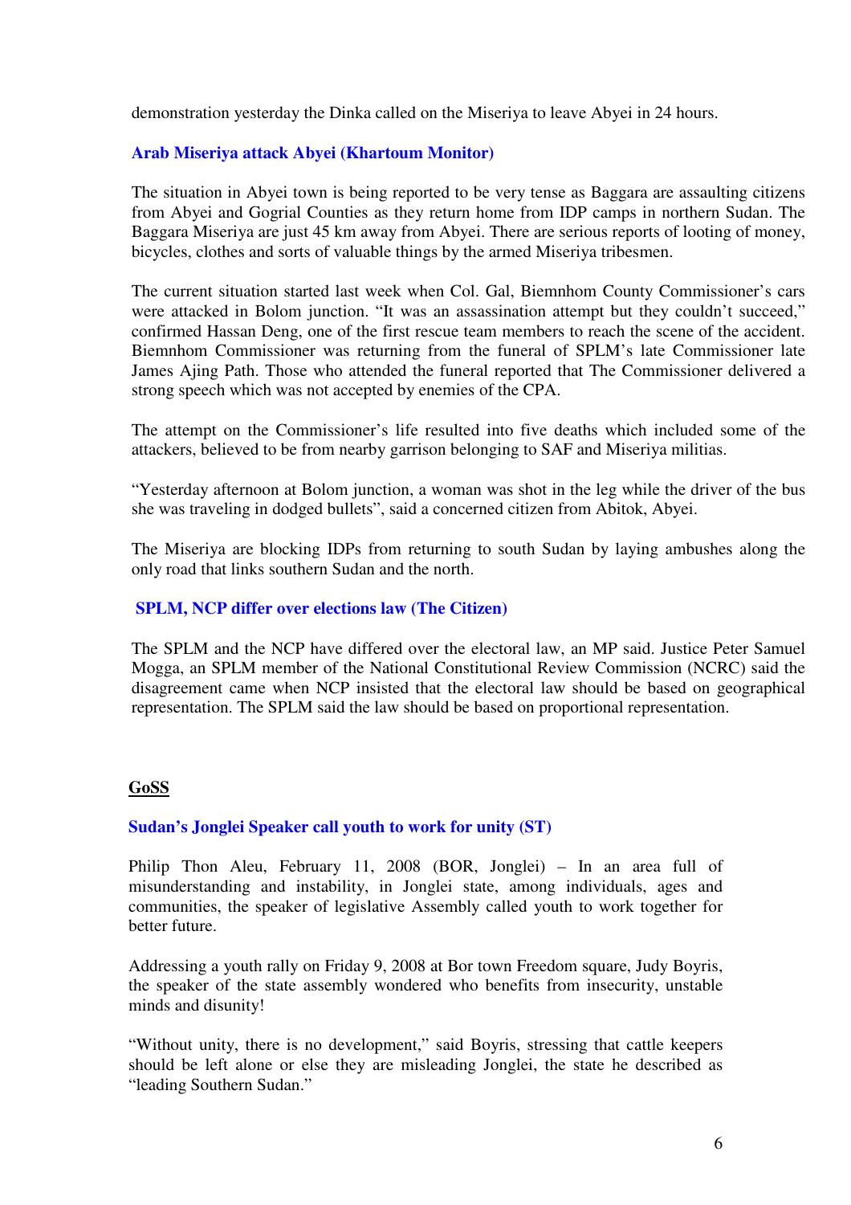demonstration yesterday the Dinka called on the Miseriya to leave Abyei in 24 hours.

### Arab Miseriya attack Abyei (Khartoum Monitor)

The situation in Abyei town is being reported to be very tense as Baggara are assaulting citizens from Abyei and Gogrial Counties as they return home from IDP camps in northern Sudan. The Baggara Miseriya are just 45 km away from Abyei. There are serious reports of looting of money, bicycles, clothes and sorts of valuable things by the armed Miseriya tribesmen.

The current situation started last week when Col. Gal, Biemnhom County Commissioner's cars were attacked in Bolom junction. "It was an assassination attempt but they couldn't succeed," confirmed Hassan Deng, one of the first rescue team members to reach the scene of the accident. Biemnhom Commissioner was returning from the funeral of SPLM's late Commissioner late James Ajing Path. Those who attended the funeral reported that The Commissioner delivered a strong speech which was not accepted by enemies of the CPA.

The attempt on the Commissioner's life resulted into five deaths which included some of the attackers, believed to be from nearby garrison belonging to SAF and Miseriya militias.

"Yesterday afternoon at Bolom junction, a woman was shot in the leg while the driver of the bus she was traveling in dodged bullets", said a concerned citizen from Abitok, Abyei.

The Miseriya are blocking IDPs from returning to south Sudan by laying ambushes along the only road that links southern Sudan and the north.

### SPLM, NCP differ over elections law (The Citizen)

The SPLM and the NCP have differed over the electoral law, an MP said. Justice Peter Samuel Mogga, an SPLM member of the National Constitutional Review Commission (NCRC) said the disagreement came when NCP insisted that the electoral law should be based on geographical representation. The SPLM said the law should be based on proportional representation.

## GoSS

### Sudan's Jonglei Speaker call youth to work for unity (ST)

Philip Thon Aleu, February 11, 2008 (BOR, Jonglei) – In an area full of misunderstanding and instability, in Jonglei state, among individuals, ages and communities, the speaker of legislative Assembly called youth to work together for better future.

Addressing a youth rally on Friday 9, 2008 at Bor town Freedom square, Judy Boyris, the speaker of the state assembly wondered who benefits from insecurity, unstable minds and disunity!

"Without unity, there is no development," said Boyris, stressing that cattle keepers should be left alone or else they are misleading Jonglei, the state he described as "leading Southern Sudan."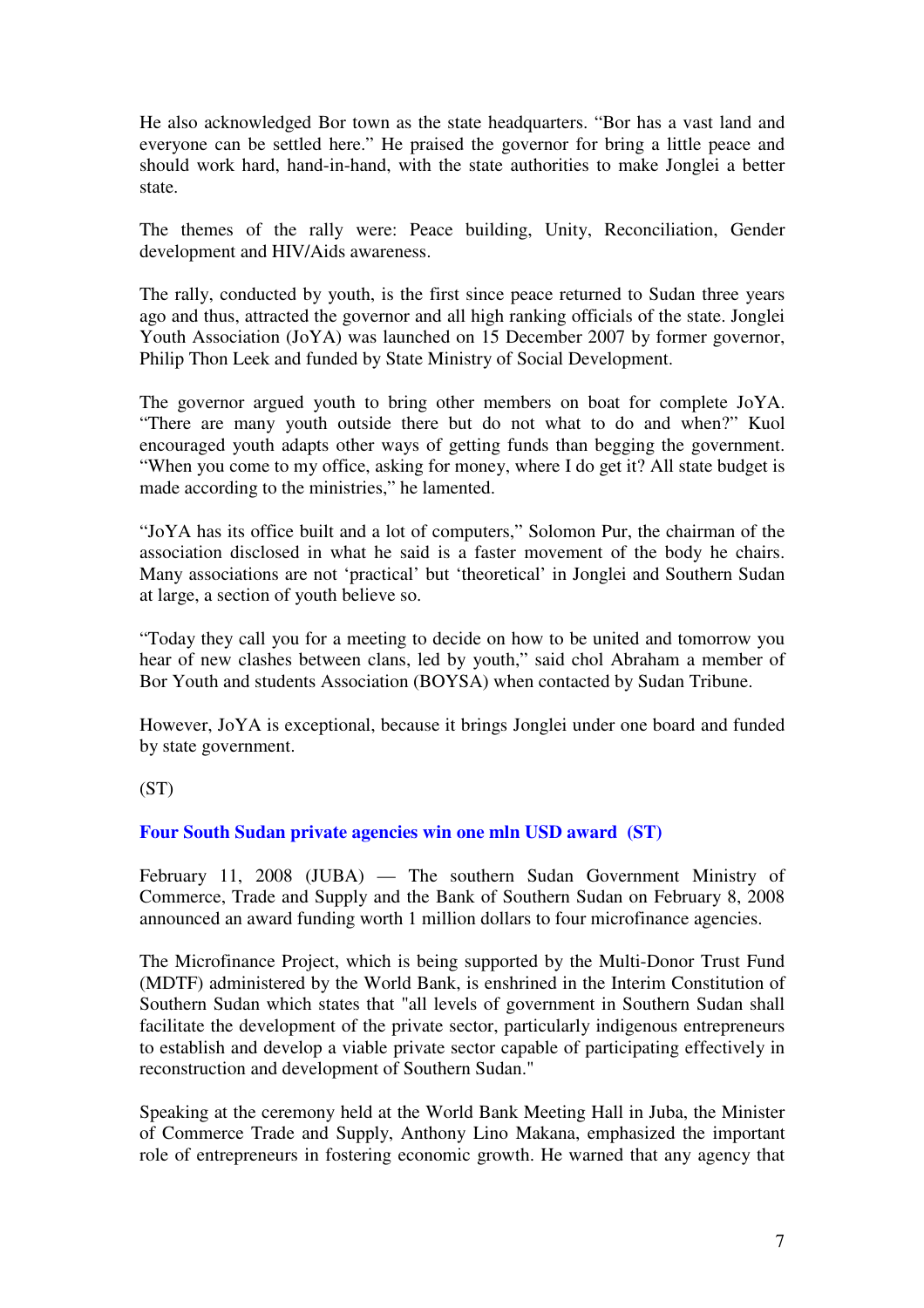He also acknowledged Bor town as the state headquarters. “Bor has a vast land and everyone can be settled here.” He praised the governor for bring a little peace and should work hard, hand-in-hand, with the state authorities to make Jonglei a better state.

The themes of the rally were: Peace building, Unity, Reconciliation, Gender development and HIV/Aids awareness.

The rally, conducted by youth, is the first since peace returned to Sudan three years ago and thus, attracted the governor and all high ranking officials of the state. Jonglei Youth Association (JoYA) was launched on 15 December 2007 by former governor, Philip Thon Leek and funded by State Ministry of Social Development.

The governor argued youth to bring other members on boat for complete JoYA. “There are many youth outside there but do not what to do and when?” Kuol encouraged youth adapts other ways of getting funds than begging the government. “When you come to my office, asking for money, where I do get it? All state budget is made according to the ministries,” he lamented.

“JoYA has its office built and a lot of computers,” Solomon Pur, the chairman of the association disclosed in what he said is a faster movement of the body he chairs. Many associations are not ‘practical’ but ‘theoretical’ in Jonglei and Southern Sudan at large, a section of youth believe so.

“Today they call you for a meeting to decide on how to be united and tomorrow you hear of new clashes between clans, led by youth,” said chol Abraham a member of Bor Youth and students Association (BOYSA) when contacted by Sudan Tribune.

However, JoYA is exceptional, because it brings Jonglei under one board and funded by state government.

(ST)

### Four South Sudan private agencies win one mln USD award (ST)

February 11, 2008 (JUBA) — The southern Sudan Government Ministry of Commerce, Trade and Supply and the Bank of Southern Sudan on February 8, 2008 announced an award funding worth 1 million dollars to four microfinance agencies.

The Microfinance Project, which is being supported by the Multi-Donor Trust Fund (MDTF) administered by the World Bank, is enshrined in the Interim Constitution of Southern Sudan which states that "all levels of government in Southern Sudan shall facilitate the development of the private sector, particularly indigenous entrepreneurs to establish and develop a viable private sector capable of participating effectively in reconstruction and development of Southern Sudan."

Speaking at the ceremony held at the World Bank Meeting Hall in Juba, the Minister of Commerce Trade and Supply, Anthony Lino Makana, emphasized the important role of entrepreneurs in fostering economic growth. He warned that any agency that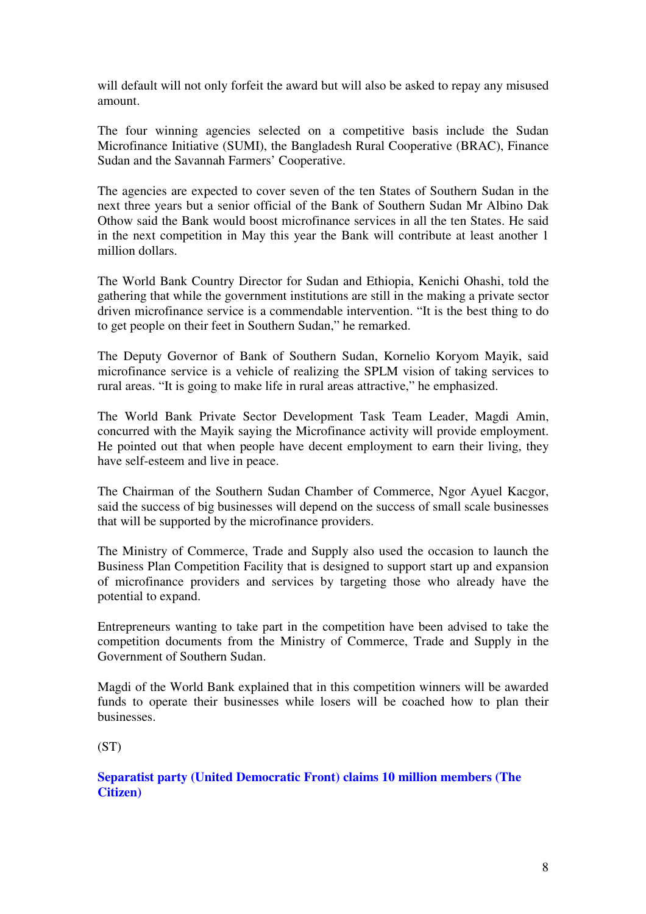will default will not only forfeit the award but will also be asked to repay any misused amount.

The four winning agencies selected on a competitive basis include the Sudan Microfinance Initiative (SUMI), the Bangladesh Rural Cooperative (BRAC), Finance Sudan and the Savannah Farmers' Cooperative.

The agencies are expected to cover seven of the ten States of Southern Sudan in the next three years but a senior official of the Bank of Southern Sudan Mr Albino Dak Othow said the Bank would boost microfinance services in all the ten States. He said in the next competition in May this year the Bank will contribute at least another 1 million dollars.

The World Bank Country Director for Sudan and Ethiopia, Kenichi Ohashi, told the gathering that while the government institutions are still in the making a private sector driven microfinance service is a commendable intervention. "It is the best thing to do to get people on their feet in Southern Sudan," he remarked.

The Deputy Governor of Bank of Southern Sudan, Kornelio Koryom Mayik, said microfinance service is a vehicle of realizing the SPLM vision of taking services to rural areas. "It is going to make life in rural areas attractive," he emphasized.

The World Bank Private Sector Development Task Team Leader, Magdi Amin, concurred with the Mayik saying the Microfinance activity will provide employment. He pointed out that when people have decent employment to earn their living, they have self-esteem and live in peace.

The Chairman of the Southern Sudan Chamber of Commerce, Ngor Ayuel Kacgor, said the success of big businesses will depend on the success of small scale businesses that will be supported by the microfinance providers.

The Ministry of Commerce, Trade and Supply also used the occasion to launch the Business Plan Competition Facility that is designed to support start up and expansion of microfinance providers and services by targeting those who already have the potential to expand.

Entrepreneurs wanting to take part in the competition have been advised to take the competition documents from the Ministry of Commerce, Trade and Supply in the Government of Southern Sudan.

Magdi of the World Bank explained that in this competition winners will be awarded funds to operate their businesses while losers will be coached how to plan their businesses.

(ST)

**Separatist party (United Democratic Front) claims 10 million members (The Citizen)**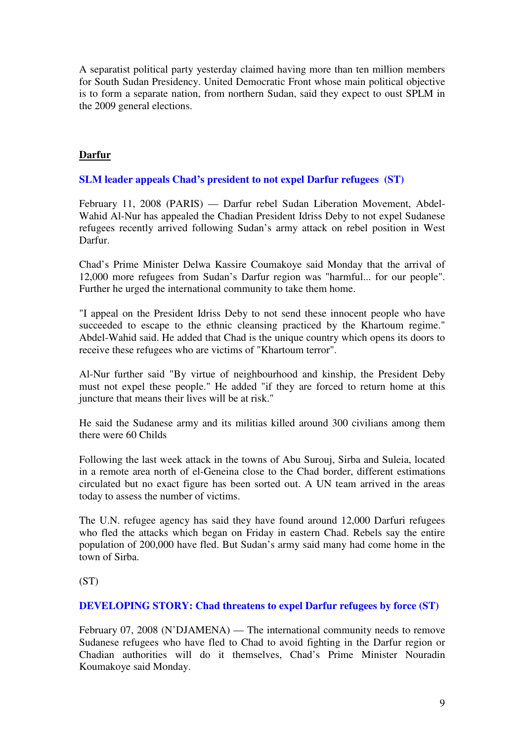A separatist political party yesterday claimed having more than ten million members for South Sudan Presidency. United Democratic Front whose main political objective is to form a separate nation, from northern Sudan, said they expect to oust SPLM in the 2009 general elections.

## Darfur

### SLM leader appeals Chad's president to not expel Darfur refugees (ST)

February 11, 2008 (PARIS) — Darfur rebel Sudan Liberation Movement, Abdel-Wahid Al-Nur has appealed the Chadian President Idriss Deby to not expel Sudanese refugees recently arrived following Sudan's army attack on rebel position in West Darfur.

Chad's Prime Minister Delwa Kassire Coumakoye said Monday that the arrival of 12,000 more refugees from Sudan's Darfur region was "harmful... for our people". Further he urged the international community to take them home.

"I appeal on the President Idriss Deby to not send these innocent people who have succeeded to escape to the ethnic cleansing practiced by the Khartoum regime." Abdel-Wahid said. He added that Chad is the unique country which opens its doors to receive these refugees who are victims of "Khartoum terror".

Al-Nur further said "By virtue of neighbourhood and kinship, the President Deby must not expel these people." He added "if they are forced to return home at this juncture that means their lives will be at risk."

He said the Sudanese army and its militias killed around 300 civilians among them there were 60 Childs

Following the last week attack in the towns of Abu Surouj, Sirba and Suleia, located in a remote area north of el-Geneina close to the Chad border, different estimations circulated but no exact figure has been sorted out. A UN team arrived in the areas today to assess the number of victims.

The U.N. refugee agency has said they have found around 12,000 Darfuri refugees who fled the attacks which began on Friday in eastern Chad. Rebels say the entire population of 200,000 have fled. But Sudan's army said many had come home in the town of Sirba.

(ST)

### DEVELOPING STORY: Chad threatens to expel Darfur refugees by force (ST)

February 07, 2008 (N'DJAMENA) — The international community needs to remove Sudanese refugees who have fled to Chad to avoid fighting in the Darfur region or Chadian authorities will do it themselves, Chad's Prime Minister Nouradin Koumakoye said Monday.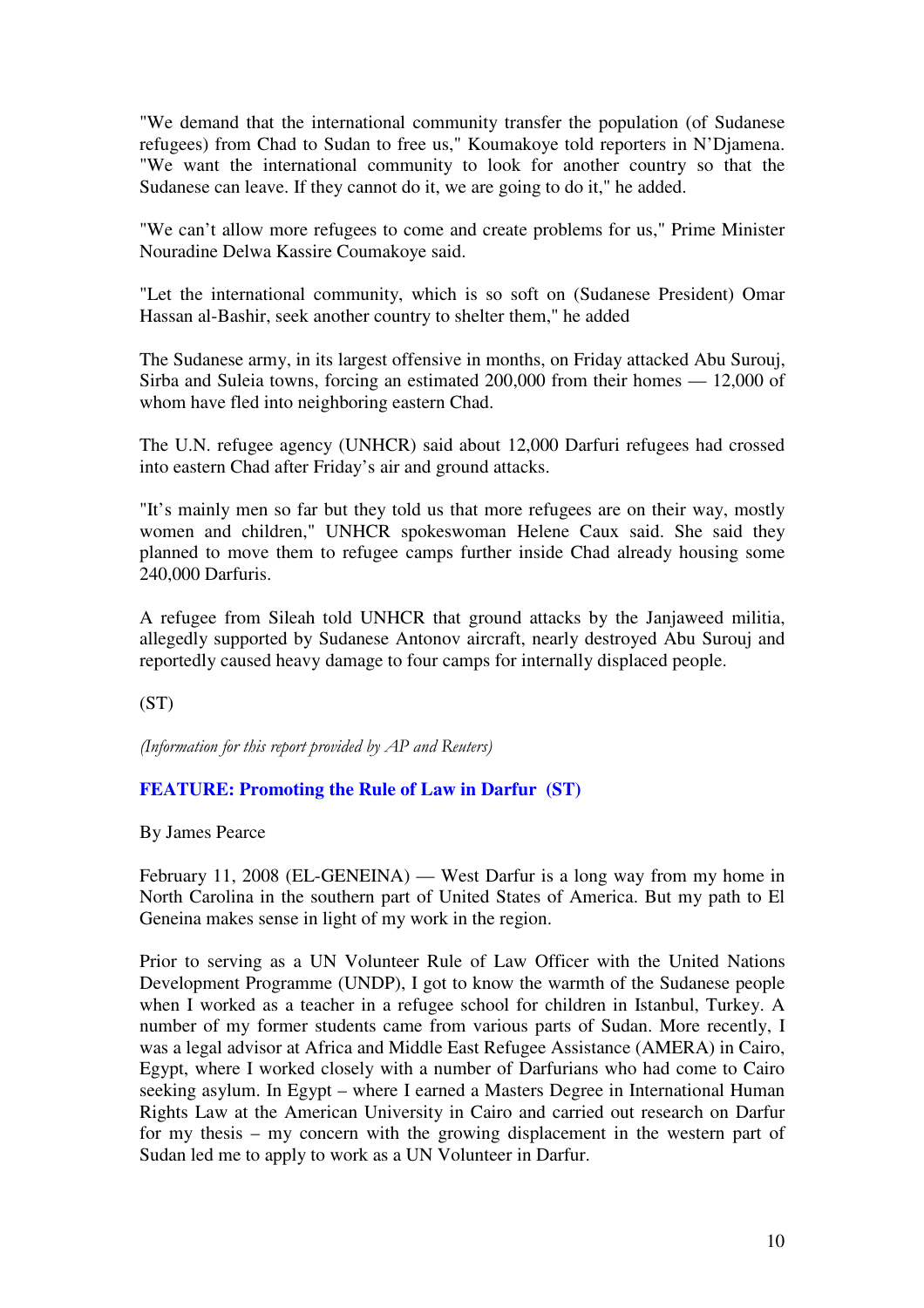"We demand that the international community transfer the population (of Sudanese refugees) from Chad to Sudan to free us," Koumakoye told reporters in N'Djamena. "We want the international community to look for another country so that the Sudanese can leave. If they cannot do it, we are going to do it," he added.

"We can't allow more refugees to come and create problems for us," Prime Minister Nouradine Delwa Kassire Coumakoye said.

"Let the international community, which is so soft on (Sudanese President) Omar Hassan al-Bashir, seek another country to shelter them," he added

The Sudanese army, in its largest offensive in months, on Friday attacked Abu Surouj, Sirba and Suleia towns, forcing an estimated 200,000 from their homes — 12,000 of whom have fled into neighboring eastern Chad.

The U.N. refugee agency (UNHCR) said about 12,000 Darfuri refugees had crossed into eastern Chad after Friday's air and ground attacks.

"It's mainly men so far but they told us that more refugees are on their way, mostly women and children," UNHCR spokeswoman Helene Caux said. She said they planned to move them to refugee camps further inside Chad already housing some 240,000 Darfuris.

A refugee from Sileah told UNHCR that ground attacks by the Janjaweed militia, allegedly supported by Sudanese Antonov aircraft, nearly destroyed Abu Surouj and reportedly caused heavy damage to four camps for internally displaced people.

(ST)

*(Information for this report provided by AP and Reuters)*

### FEATURE: Promoting the Rule of Law in Darfur (ST)

By James Pearce

February 11, 2008 (EL-GENEINA) — West Darfur is a long way from my home in North Carolina in the southern part of United States of America. But my path to El Geneina makes sense in light of my work in the region.

Prior to serving as a UN Volunteer Rule of Law Officer with the United Nations Development Programme (UNDP), I got to know the warmth of the Sudanese people when I worked as a teacher in a refugee school for children in Istanbul, Turkey. A number of my former students came from various parts of Sudan. More recently, I was a legal advisor at Africa and Middle East Refugee Assistance (AMERA) in Cairo, Egypt, where I worked closely with a number of Darfurians who had come to Cairo seeking asylum. In Egypt – where I earned a Masters Degree in International Human Rights Law at the American University in Cairo and carried out research on Darfur for my thesis – my concern with the growing displacement in the western part of Sudan led me to apply to work as a UN Volunteer in Darfur.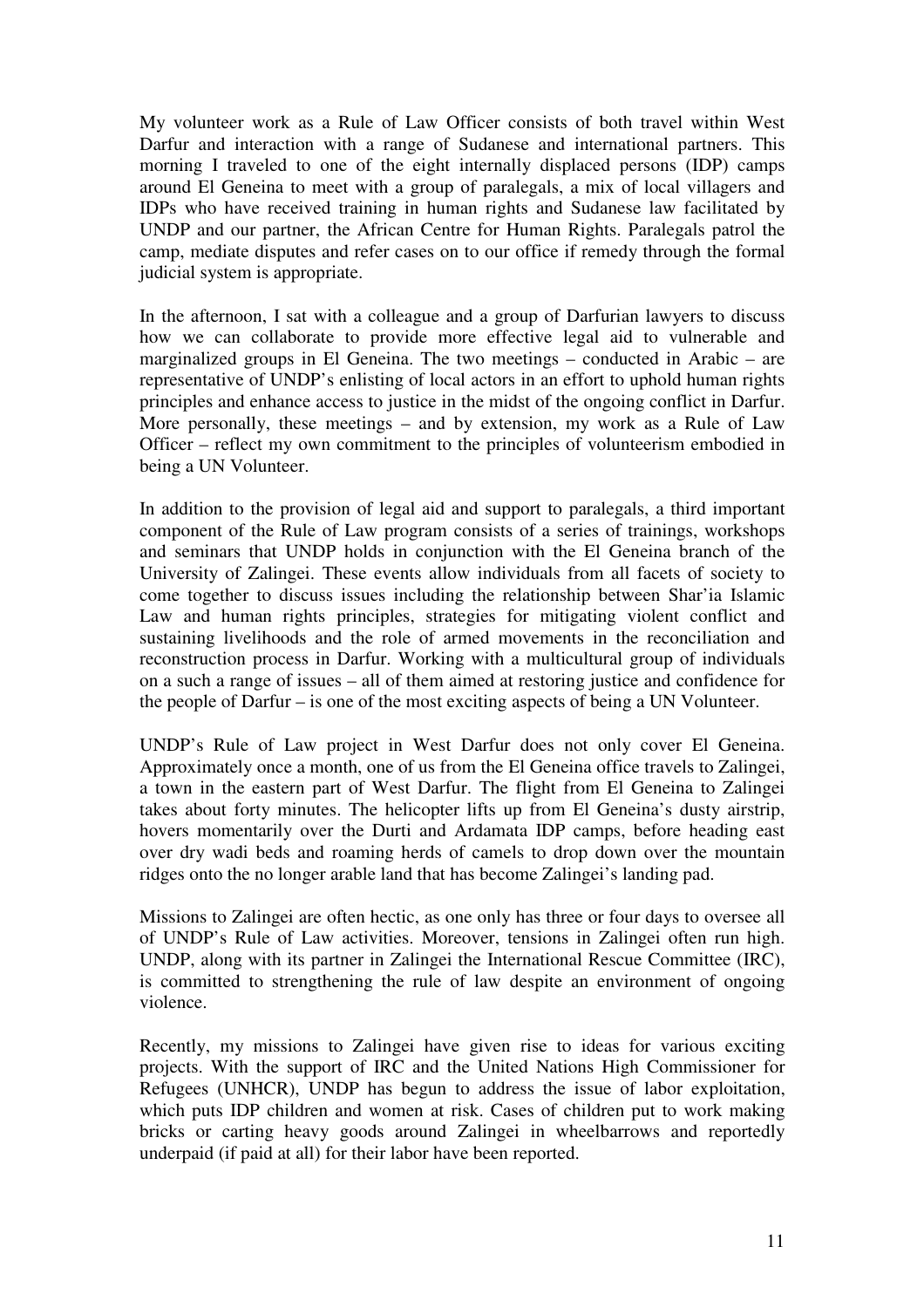My volunteer work as a Rule of Law Officer consists of both travel within West Darfur and interaction with a range of Sudanese and international partners. This morning I traveled to one of the eight internally displaced persons (IDP) camps around El Geneina to meet with a group of paralegals, a mix of local villagers and IDPs who have received training in human rights and Sudanese law facilitated by UNDP and our partner, the African Centre for Human Rights. Paralegals patrol the camp, mediate disputes and refer cases on to our office if remedy through the formal judicial system is appropriate.

In the afternoon, I sat with a colleague and a group of Darfurian lawyers to discuss how we can collaborate to provide more effective legal aid to vulnerable and marginalized groups in El Geneina. The two meetings – conducted in Arabic – are representative of UNDP's enlisting of local actors in an effort to uphold human rights principles and enhance access to justice in the midst of the ongoing conflict in Darfur. More personally, these meetings – and by extension, my work as a Rule of Law Officer – reflect my own commitment to the principles of volunteerism embodied in being a UN Volunteer.

In addition to the provision of legal aid and support to paralegals, a third important component of the Rule of Law program consists of a series of trainings, workshops and seminars that UNDP holds in conjunction with the El Geneina branch of the University of Zalingei. These events allow individuals from all facets of society to come together to discuss issues including the relationship between Shar'ia Islamic Law and human rights principles, strategies for mitigating violent conflict and sustaining livelihoods and the role of armed movements in the reconciliation and reconstruction process in Darfur. Working with a multicultural group of individuals on a such a range of issues – all of them aimed at restoring justice and confidence for the people of Darfur – is one of the most exciting aspects of being a UN Volunteer.

UNDP's Rule of Law project in West Darfur does not only cover El Geneina. Approximately once a month, one of us from the El Geneina office travels to Zalingei, a town in the eastern part of West Darfur. The flight from El Geneina to Zalingei takes about forty minutes. The helicopter lifts up from El Geneina's dusty airstrip, hovers momentarily over the Durti and Ardamata IDP camps, before heading east over dry wadi beds and roaming herds of camels to drop down over the mountain ridges onto the no longer arable land that has become Zalingei's landing pad.

Missions to Zalingei are often hectic, as one only has three or four days to oversee all of UNDP's Rule of Law activities. Moreover, tensions in Zalingei often run high. UNDP, along with its partner in Zalingei the International Rescue Committee (IRC), is committed to strengthening the rule of law despite an environment of ongoing violence.

Recently, my missions to Zalingei have given rise to ideas for various exciting projects. With the support of IRC and the United Nations High Commissioner for Refugees (UNHCR), UNDP has begun to address the issue of labor exploitation, which puts IDP children and women at risk. Cases of children put to work making bricks or carting heavy goods around Zalingei in wheelbarrows and reportedly underpaid (if paid at all) for their labor have been reported.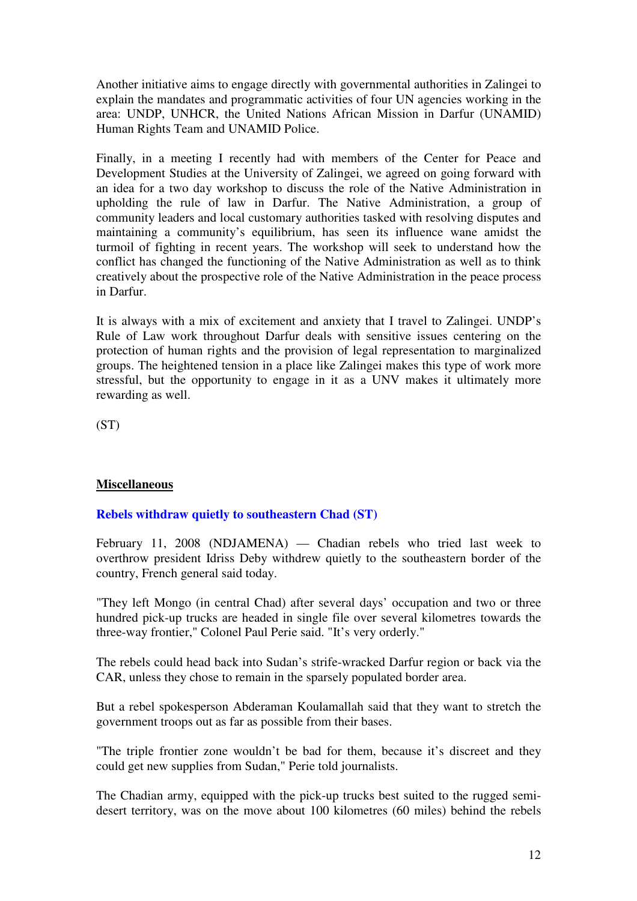Another initiative aims to engage directly with governmental authorities in Zalingei to explain the mandates and programmatic activities of four UN agencies working in the area: UNDP, UNHCR, the United Nations African Mission in Darfur (UNAMID) Human Rights Team and UNAMID Police.

Finally, in a meeting I recently had with members of the Center for Peace and Development Studies at the University of Zalingei, we agreed on going forward with an idea for a two day workshop to discuss the role of the Native Administration in upholding the rule of law in Darfur. The Native Administration, a group of community leaders and local customary authorities tasked with resolving disputes and maintaining a community's equilibrium, has seen its influence wane amidst the turmoil of fighting in recent years. The workshop will seek to understand how the conflict has changed the functioning of the Native Administration as well as to think creatively about the prospective role of the Native Administration in the peace process in Darfur.

It is always with a mix of excitement and anxiety that I travel to Zalingei. UNDP's Rule of Law work throughout Darfur deals with sensitive issues centering on the protection of human rights and the provision of legal representation to marginalized groups. The heightened tension in a place like Zalingei makes this type of work more stressful, but the opportunity to engage in it as a UNV makes it ultimately more rewarding as well.

(ST)

## Miscellaneous

### Rebels withdraw quietly to southeastern Chad (ST)

February 11, 2008 (NDJAMENA) — Chadian rebels who tried last week to overthrow president Idriss Deby withdrew quietly to the southeastern border of the country, French general said today.

"They left Mongo (in central Chad) after several days' occupation and two or three hundred pick-up trucks are headed in single file over several kilometres towards the three-way frontier," Colonel Paul Perie said. "It's very orderly."

The rebels could head back into Sudan's strife-wracked Darfur region or back via the CAR, unless they chose to remain in the sparsely populated border area.

But a rebel spokesperson Abderaman Koulamallah said that they want to stretch the government troops out as far as possible from their bases.

"The triple frontier zone wouldn't be bad for them, because it's discreet and they could get new supplies from Sudan," Perie told journalists.

The Chadian army, equipped with the pick-up trucks best suited to the rugged semi-desert territory, was on the move about 100 kilometres (60 miles) behind the rebels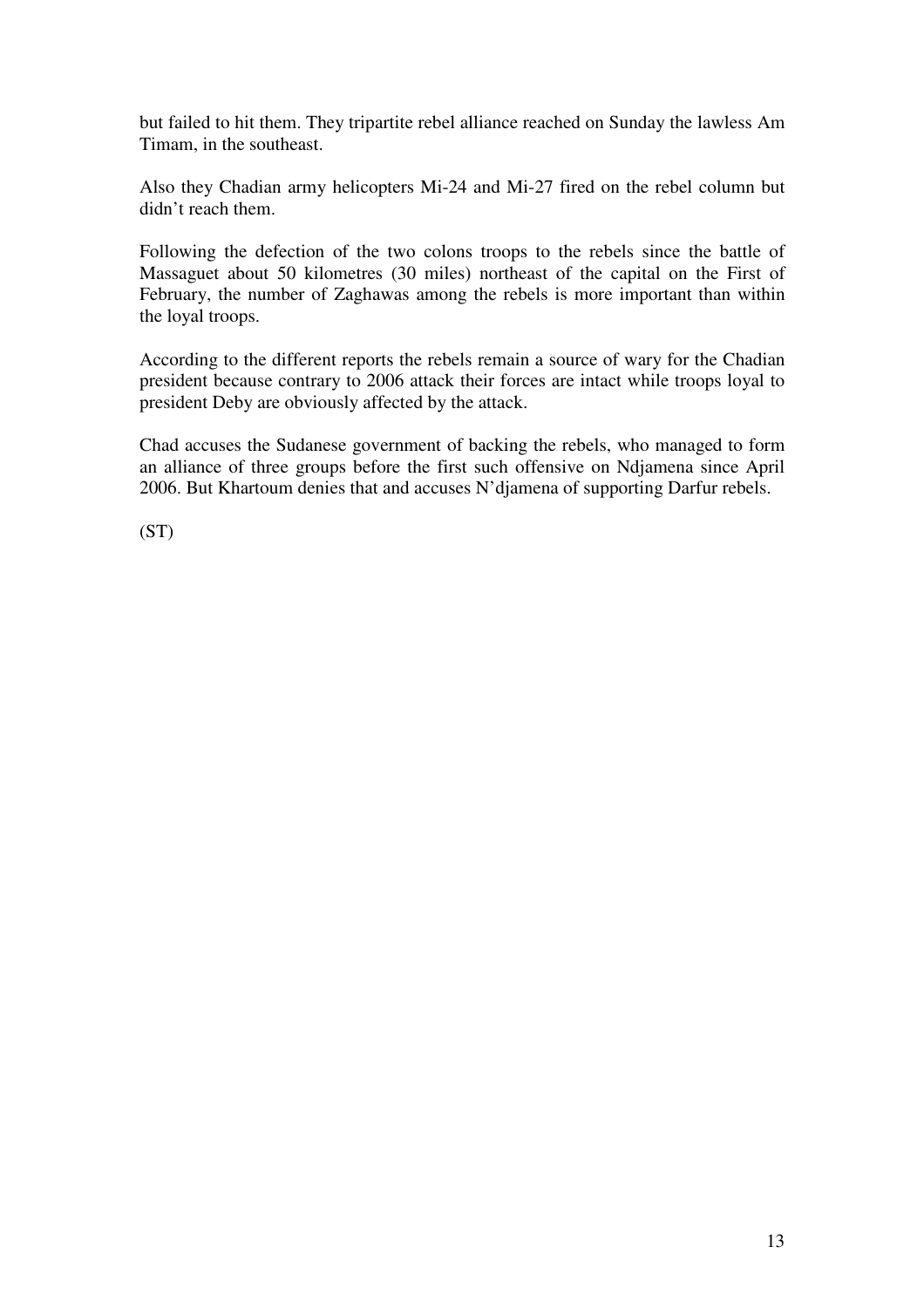but failed to hit them. They tripartite rebel alliance reached on Sunday the lawless Am Timam, in the southeast.

Also they Chadian army helicopters Mi-24 and Mi-27 fired on the rebel column but didn't reach them.

Following the defection of the two colons troops to the rebels since the battle of Massaguet about 50 kilometres (30 miles) northeast of the capital on the First of February, the number of Zaghawas among the rebels is more important than within the loyal troops.

According to the different reports the rebels remain a source of wary for the Chadian president because contrary to 2006 attack their forces are intact while troops loyal to president Deby are obviously affected by the attack.

Chad accuses the Sudanese government of backing the rebels, who managed to form an alliance of three groups before the first such offensive on Ndjamena since April 2006. But Khartoum denies that and accuses N'djamena of supporting Darfur rebels.

(ST)